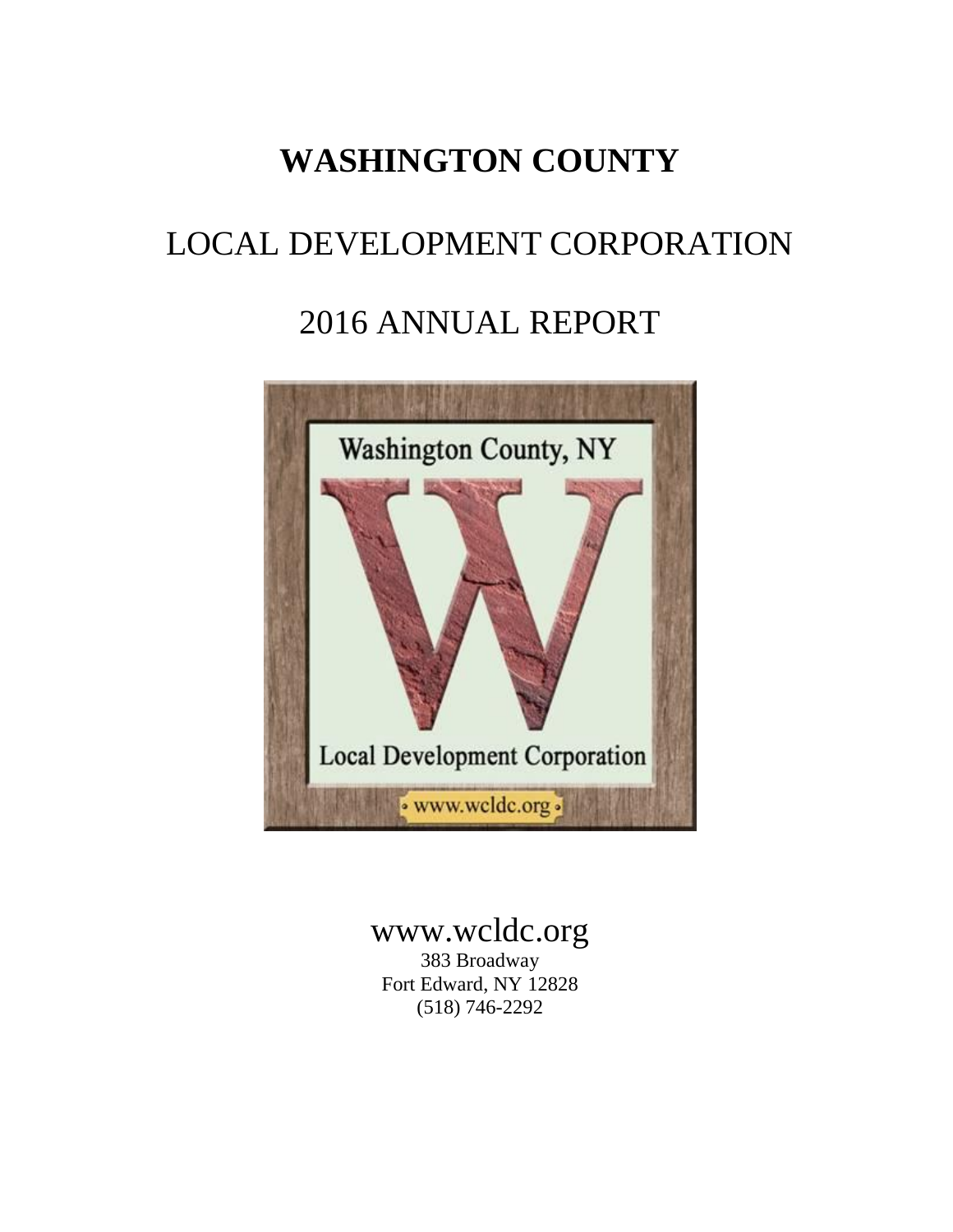# WASHINGTON COUNTY

# LOCAL DEVELOPMENT CORPORATION

# 2016 ANNUAL REPORT

www.wcldc.org

383 Broadway
Fort Edward, NY 12828
(518) 746-2292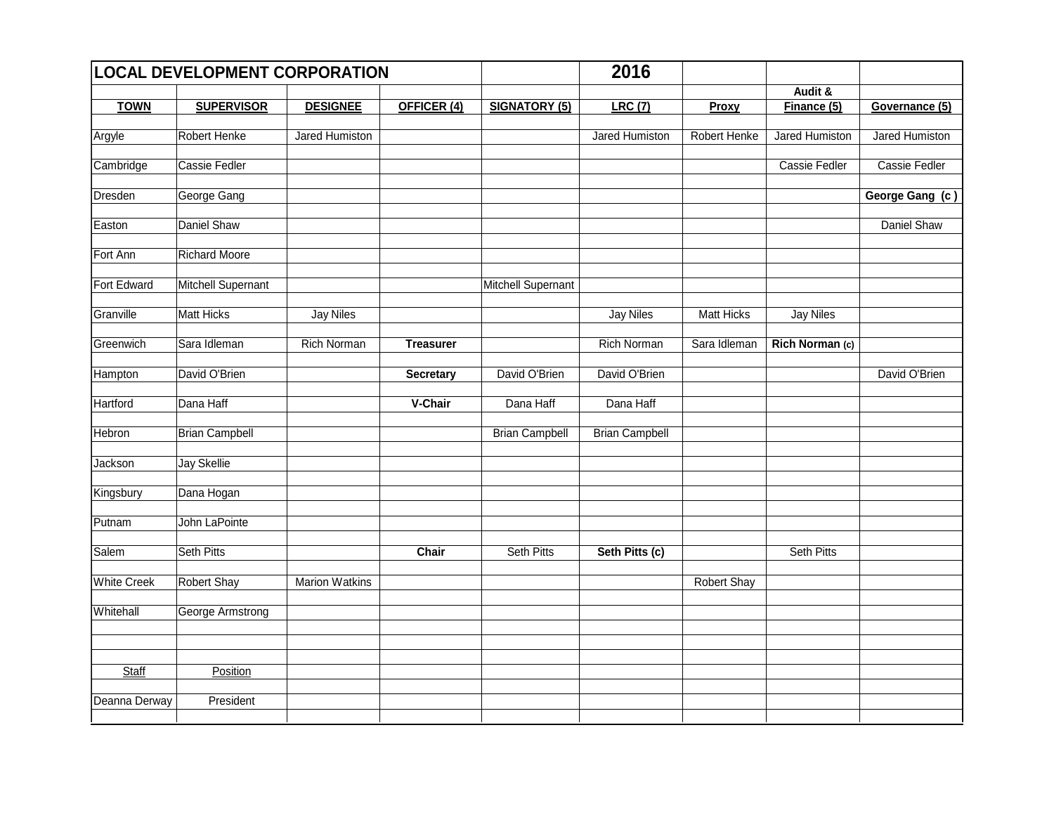| LOCAL DEVELOPMENT CORPORATION | | | | | 2016 | | | |
|---|---|---|---|---|---|---|---|---|
| | | | | | | | Audit & | |
| **TOWN** | **SUPERVISOR** | **DESIGNEE** | **OFFICER (4)** | **SIGNATORY (5)** | **LRC (7)** | **Proxy** | **Finance (5)** | **Governance (5)** |
| Argyle | Robert Henke | Jared Humiston | | | Jared Humiston | Robert Henke | Jared Humiston | Jared Humiston |
| Cambridge | Cassie Fedler | | | | | | Cassie Fedler | Cassie Fedler |
| Dresden | George Gang | | | | | | | **George Gang (c )** |
| Easton | Daniel Shaw | | | | | | | Daniel Shaw |
| Fort Ann | Richard Moore | | | | | | | |
| Fort Edward | Mitchell Supernant | | | Mitchell Supernant | | | | |
| Granville | Matt Hicks | Jay Niles | | | Jay Niles | Matt Hicks | Jay Niles | |
| Greenwich | Sara Idleman | Rich Norman | **Treasurer** | | Rich Norman | Sara Idleman | **Rich Norman (c)** | |
| Hampton | David O'Brien | | **Secretary** | David O'Brien | David O'Brien | | | David O'Brien |
| Hartford | Dana Haff | | **V-Chair** | Dana Haff | Dana Haff | | | |
| Hebron | Brian Campbell | | | Brian Campbell | Brian Campbell | | | |
| Jackson | Jay Skellie | | | | | | | |
| Kingsbury | Dana Hogan | | | | | | | |
| Putnam | John LaPointe | | | | | | | |
| Salem | Seth Pitts | | **Chair** | Seth Pitts | **Seth Pitts (c)** | | Seth Pitts | |
| White Creek | Robert Shay | Marion Watkins | | | | Robert Shay | | |
| Whitehall | George Armstrong | | | | | | | |
| | | | | | | | | |
| Staff | Position | | | | | | | |
| Deanna Derway | President | | | | | | | |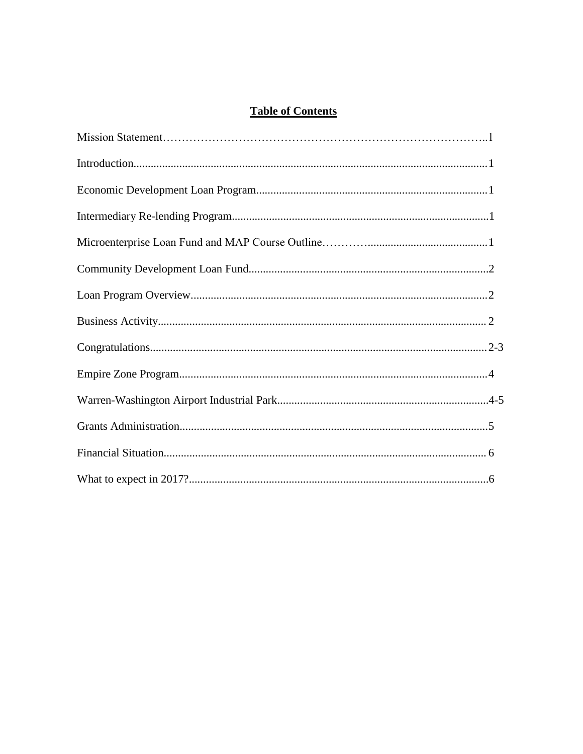# Table of Contents

Mission Statement……………………………………………………………………………..1

Introduction..........................................................................................................................1

Economic Development Loan Program................................................................................1

Intermediary Re-lending Program.........................................................................................1

Microenterprise Loan Fund and MAP Course Outline………..........................................1

Community Development Loan Fund...................................................................................2

Loan Program Overview.......................................................................................................2

Business Activity.................................................................................................................. 2

Congratulations.....................................................................................................................2-3

Empire Zone Program...........................................................................................................4

Warren-Washington Airport Industrial Park.........................................................................4-5

Grants Administration...........................................................................................................5

Financial Situation................................................................................................................ 6

What to expect in 2017?........................................................................................................6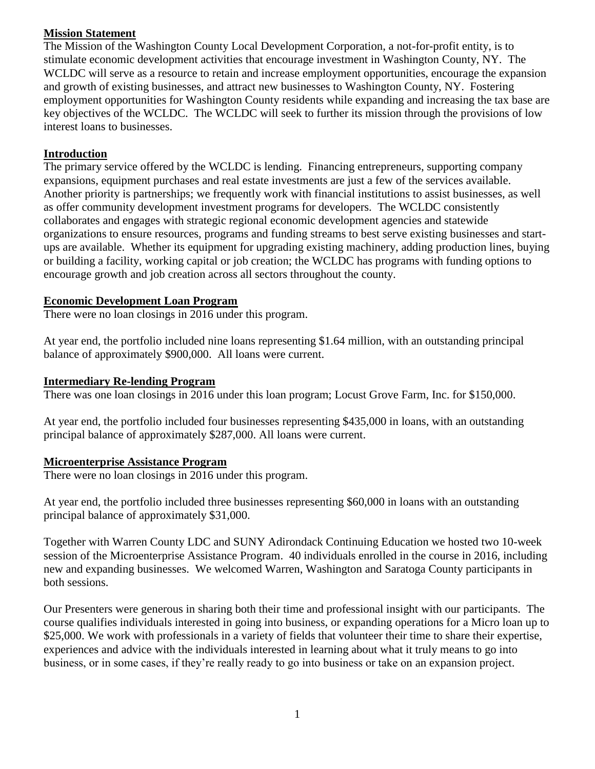**Mission Statement**

The Mission of the Washington County Local Development Corporation, a not-for-profit entity, is to stimulate economic development activities that encourage investment in Washington County, NY. The WCLDC will serve as a resource to retain and increase employment opportunities, encourage the expansion and growth of existing businesses, and attract new businesses to Washington County, NY. Fostering employment opportunities for Washington County residents while expanding and increasing the tax base are key objectives of the WCLDC. The WCLDC will seek to further its mission through the provisions of low interest loans to businesses.

**Introduction**

The primary service offered by the WCLDC is lending. Financing entrepreneurs, supporting company expansions, equipment purchases and real estate investments are just a few of the services available. Another priority is partnerships; we frequently work with financial institutions to assist businesses, as well as offer community development investment programs for developers. The WCLDC consistently collaborates and engages with strategic regional economic development agencies and statewide organizations to ensure resources, programs and funding streams to best serve existing businesses and start-ups are available. Whether its equipment for upgrading existing machinery, adding production lines, buying or building a facility, working capital or job creation; the WCLDC has programs with funding options to encourage growth and job creation across all sectors throughout the county.

**Economic Development Loan Program**

There were no loan closings in 2016 under this program.

At year end, the portfolio included nine loans representing $1.64 million, with an outstanding principal balance of approximately $900,000. All loans were current.

**Intermediary Re-lending Program**

There was one loan closings in 2016 under this loan program; Locust Grove Farm, Inc. for $150,000.

At year end, the portfolio included four businesses representing $435,000 in loans, with an outstanding principal balance of approximately $287,000. All loans were current.

**Microenterprise Assistance Program**

There were no loan closings in 2016 under this program.

At year end, the portfolio included three businesses representing $60,000 in loans with an outstanding principal balance of approximately $31,000.

Together with Warren County LDC and SUNY Adirondack Continuing Education we hosted two 10-week session of the Microenterprise Assistance Program. 40 individuals enrolled in the course in 2016, including new and expanding businesses. We welcomed Warren, Washington and Saratoga County participants in both sessions.

Our Presenters were generous in sharing both their time and professional insight with our participants. The course qualifies individuals interested in going into business, or expanding operations for a Micro loan up to $25,000. We work with professionals in a variety of fields that volunteer their time to share their expertise, experiences and advice with the individuals interested in learning about what it truly means to go into business, or in some cases, if they're really ready to go into business or take on an expansion project.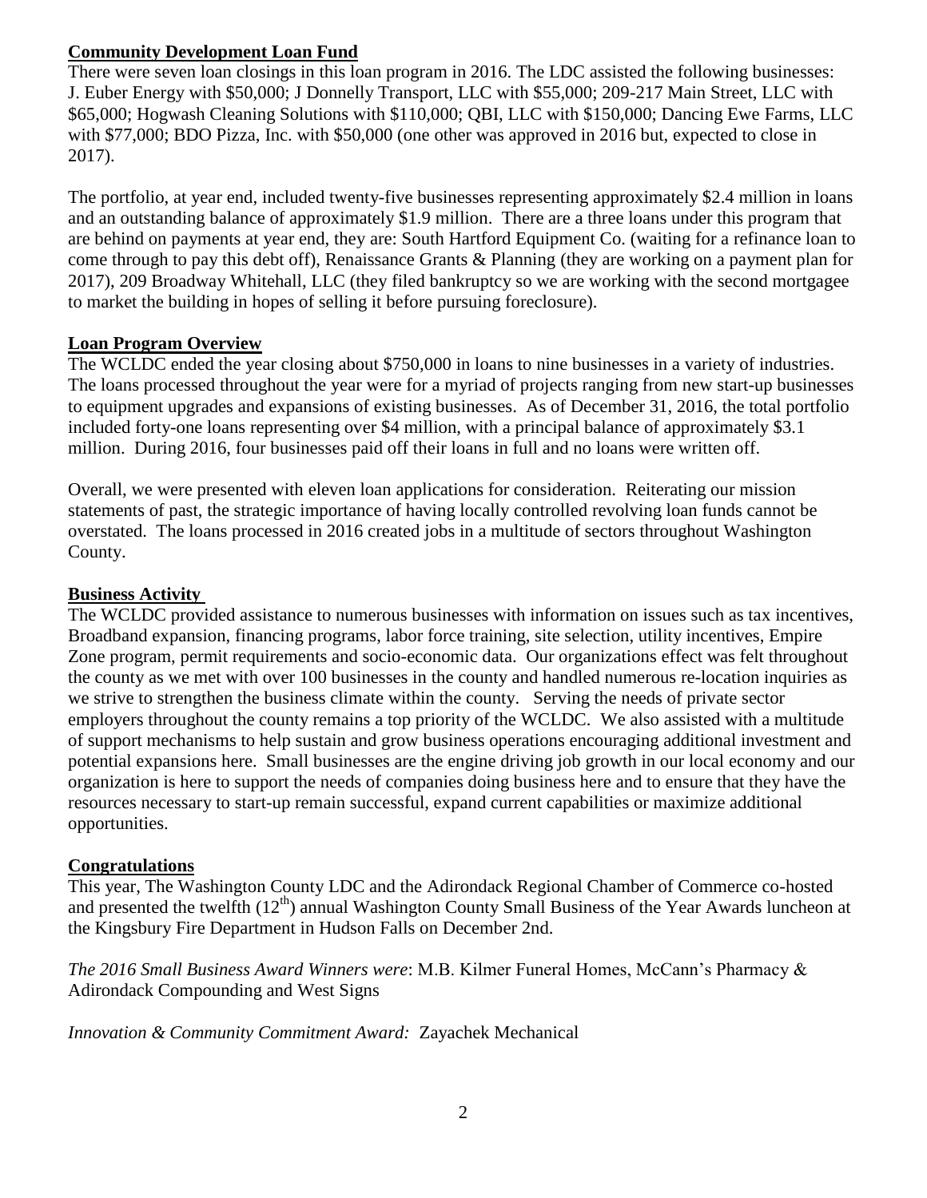## Community Development Loan Fund

There were seven loan closings in this loan program in 2016. The LDC assisted the following businesses: J. Euber Energy with $50,000; J Donnelly Transport, LLC with $55,000; 209-217 Main Street, LLC with $65,000; Hogwash Cleaning Solutions with $110,000; QBI, LLC with $150,000; Dancing Ewe Farms, LLC with $77,000; BDO Pizza, Inc. with $50,000 (one other was approved in 2016 but, expected to close in 2017).

The portfolio, at year end, included twenty-five businesses representing approximately $2.4 million in loans and an outstanding balance of approximately $1.9 million. There are a three loans under this program that are behind on payments at year end, they are: South Hartford Equipment Co. (waiting for a refinance loan to come through to pay this debt off), Renaissance Grants & Planning (they are working on a payment plan for 2017), 209 Broadway Whitehall, LLC (they filed bankruptcy so we are working with the second mortgagee to market the building in hopes of selling it before pursuing foreclosure).

## Loan Program Overview

The WCLDC ended the year closing about $750,000 in loans to nine businesses in a variety of industries. The loans processed throughout the year were for a myriad of projects ranging from new start-up businesses to equipment upgrades and expansions of existing businesses. As of December 31, 2016, the total portfolio included forty-one loans representing over $4 million, with a principal balance of approximately $3.1 million. During 2016, four businesses paid off their loans in full and no loans were written off.

Overall, we were presented with eleven loan applications for consideration. Reiterating our mission statements of past, the strategic importance of having locally controlled revolving loan funds cannot be overstated. The loans processed in 2016 created jobs in a multitude of sectors throughout Washington County.

## Business Activity

The WCLDC provided assistance to numerous businesses with information on issues such as tax incentives, Broadband expansion, financing programs, labor force training, site selection, utility incentives, Empire Zone program, permit requirements and socio-economic data. Our organizations effect was felt throughout the county as we met with over 100 businesses in the county and handled numerous re-location inquiries as we strive to strengthen the business climate within the county. Serving the needs of private sector employers throughout the county remains a top priority of the WCLDC. We also assisted with a multitude of support mechanisms to help sustain and grow business operations encouraging additional investment and potential expansions here. Small businesses are the engine driving job growth in our local economy and our organization is here to support the needs of companies doing business here and to ensure that they have the resources necessary to start-up remain successful, expand current capabilities or maximize additional opportunities.

## Congratulations

This year, The Washington County LDC and the Adirondack Regional Chamber of Commerce co-hosted and presented the twelfth (12th) annual Washington County Small Business of the Year Awards luncheon at the Kingsbury Fire Department in Hudson Falls on December 2nd.

*The 2016 Small Business Award Winners were*: M.B. Kilmer Funeral Homes, McCann's Pharmacy & Adirondack Compounding and West Signs

*Innovation & Community Commitment Award:* Zayachek Mechanical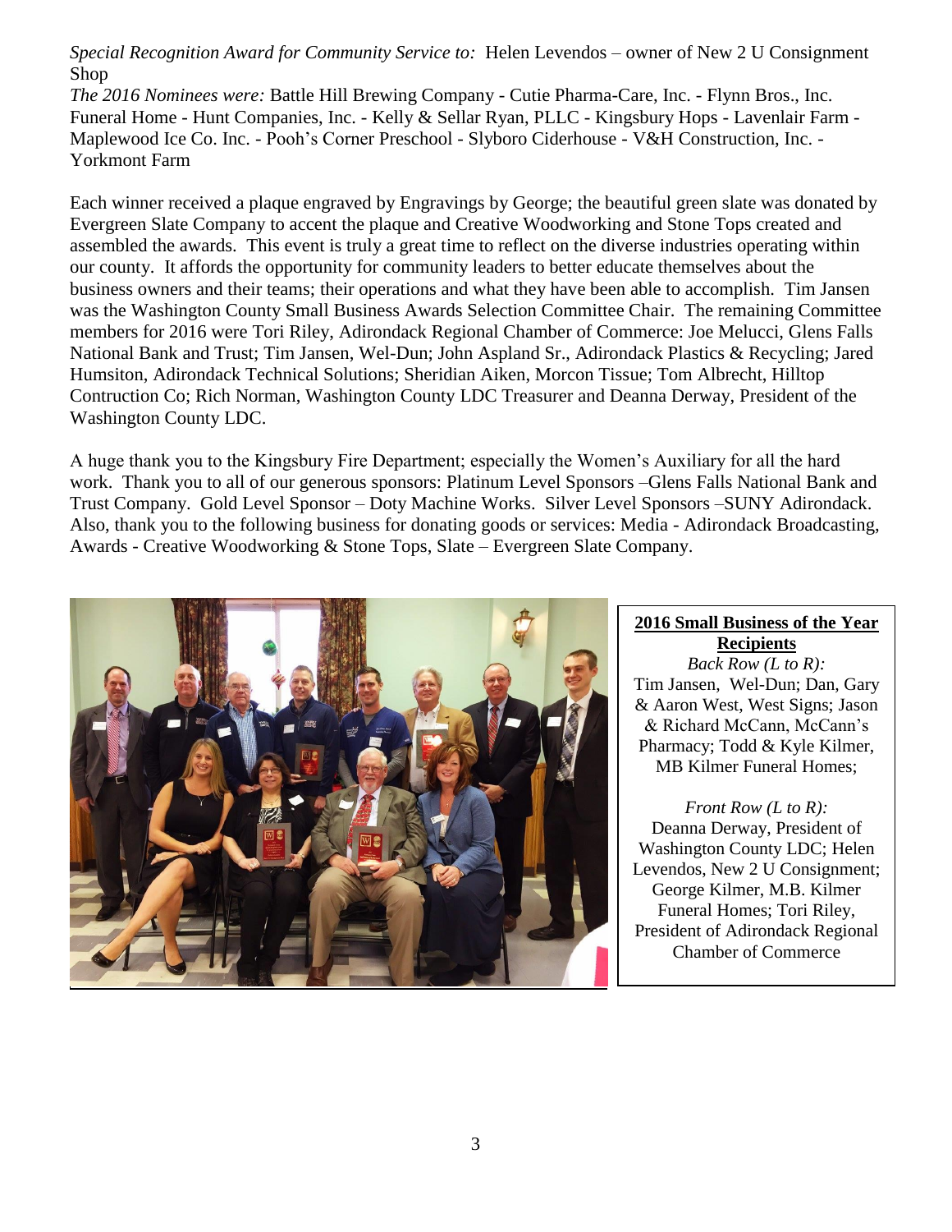*Special Recognition Award for Community Service to:* Helen Levendos – owner of New 2 U Consignment Shop

*The 2016 Nominees were:* Battle Hill Brewing Company - Cutie Pharma-Care, Inc. - Flynn Bros., Inc. Funeral Home - Hunt Companies, Inc. - Kelly & Sellar Ryan, PLLC - Kingsbury Hops - Lavenlair Farm - Maplewood Ice Co. Inc. - Pooh's Corner Preschool - Slyboro Ciderhouse - V&H Construction, Inc. - Yorkmont Farm

Each winner received a plaque engraved by Engravings by George; the beautiful green slate was donated by Evergreen Slate Company to accent the plaque and Creative Woodworking and Stone Tops created and assembled the awards. This event is truly a great time to reflect on the diverse industries operating within our county. It affords the opportunity for community leaders to better educate themselves about the business owners and their teams; their operations and what they have been able to accomplish. Tim Jansen was the Washington County Small Business Awards Selection Committee Chair. The remaining Committee members for 2016 were Tori Riley, Adirondack Regional Chamber of Commerce: Joe Melucci, Glens Falls National Bank and Trust; Tim Jansen, Wel-Dun; John Aspland Sr., Adirondack Plastics & Recycling; Jared Humsiton, Adirondack Technical Solutions; Sheridian Aiken, Morcon Tissue; Tom Albrecht, Hilltop Contruction Co; Rich Norman, Washington County LDC Treasurer and Deanna Derway, President of the Washington County LDC.

A huge thank you to the Kingsbury Fire Department; especially the Women's Auxiliary for all the hard work. Thank you to all of our generous sponsors: Platinum Level Sponsors –Glens Falls National Bank and Trust Company. Gold Level Sponsor – Doty Machine Works. Silver Level Sponsors –SUNY Adirondack. Also, thank you to the following business for donating goods or services: Media - Adirondack Broadcasting, Awards - Creative Woodworking & Stone Tops, Slate – Evergreen Slate Company.

**2016 Small Business of the Year Recipients**

*Back Row (L to R):*
Tim Jansen, Wel-Dun; Dan, Gary & Aaron West, West Signs; Jason & Richard McCann, McCann's Pharmacy; Todd & Kyle Kilmer, MB Kilmer Funeral Homes;

*Front Row (L to R):*
Deanna Derway, President of Washington County LDC; Helen Levendos, New 2 U Consignment; George Kilmer, M.B. Kilmer Funeral Homes; Tori Riley, President of Adirondack Regional Chamber of Commerce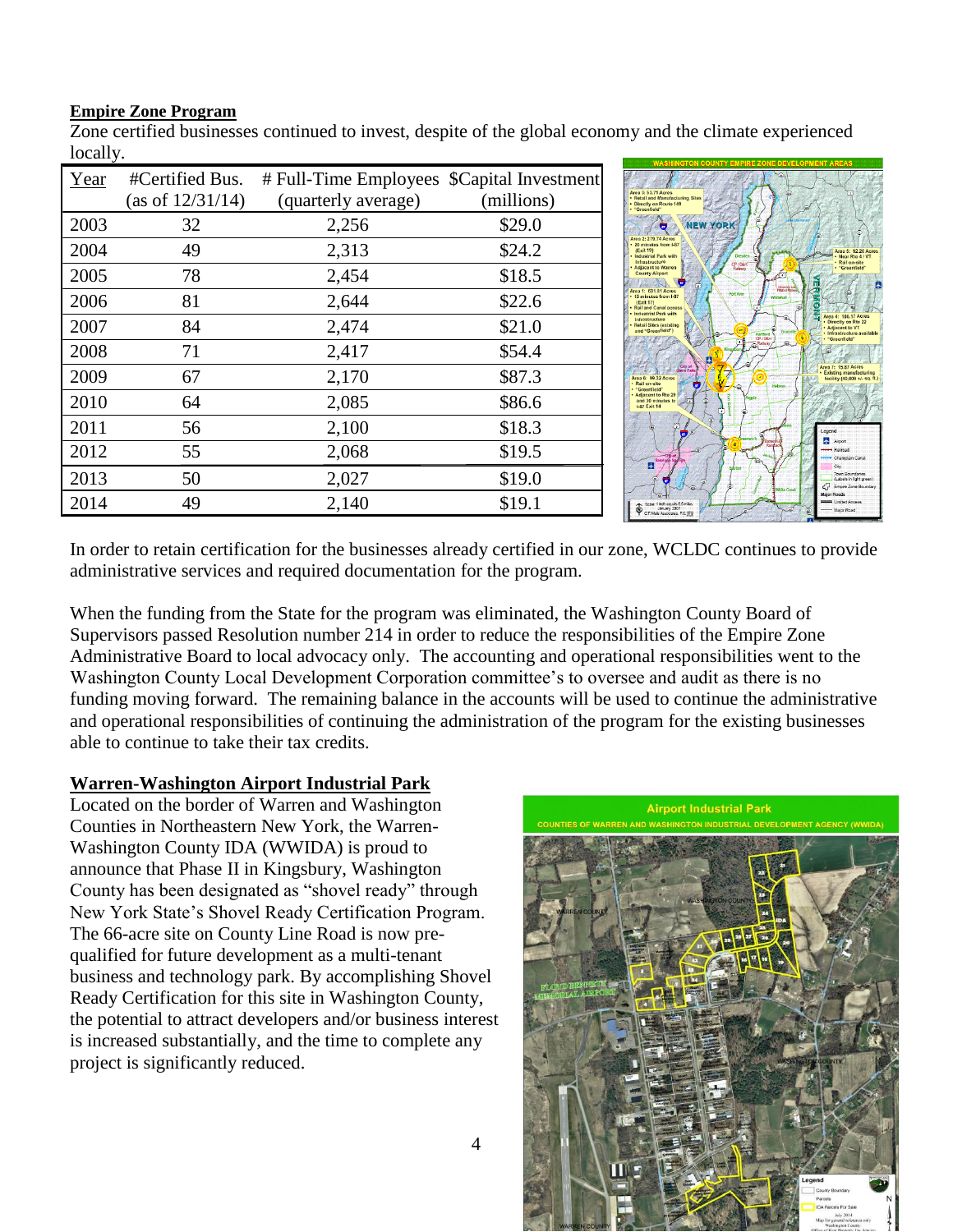## Empire Zone Program

Zone certified businesses continued to invest, despite of the global economy and the climate experienced locally.

| Year | #Certified Bus. (as of 12/31/14) | # Full-Time Employees (quarterly average) | $Capital Investment (millions) |
|---|---|---|---|
| 2003 | 32 | 2,256 | $29.0 |
| 2004 | 49 | 2,313 | $24.2 |
| 2005 | 78 | 2,454 | $18.5 |
| 2006 | 81 | 2,644 | $22.6 |
| 2007 | 84 | 2,474 | $21.0 |
| 2008 | 71 | 2,417 | $54.4 |
| 2009 | 67 | 2,170 | $87.3 |
| 2010 | 64 | 2,085 | $86.6 |
| 2011 | 56 | 2,100 | $18.3 |
| 2012 | 55 | 2,068 | $19.5 |
| 2013 | 50 | 2,027 | $19.0 |
| 2014 | 49 | 2,140 | $19.1 |

WASHINGTON COUNTY EMPIRE ZONE DEVELOPMENT AREAS

In order to retain certification for the businesses already certified in our zone, WCLDC continues to provide administrative services and required documentation for the program.

When the funding from the State for the program was eliminated, the Washington County Board of Supervisors passed Resolution number 214 in order to reduce the responsibilities of the Empire Zone Administrative Board to local advocacy only. The accounting and operational responsibilities went to the Washington County Local Development Corporation committee's to oversee and audit as there is no funding moving forward. The remaining balance in the accounts will be used to continue the administrative and operational responsibilities of continuing the administration of the program for the existing businesses able to continue to take their tax credits.

## Warren-Washington Airport Industrial Park

Located on the border of Warren and Washington Counties in Northeastern New York, the Warren-Washington County IDA (WWIDA) is proud to announce that Phase II in Kingsbury, Washington County has been designated as "shovel ready" through New York State's Shovel Ready Certification Program. The 66-acre site on County Line Road is now pre-qualified for future development as a multi-tenant business and technology park. By accomplishing Shovel Ready Certification for this site in Washington County, the potential to attract developers and/or business interest is increased substantially, and the time to complete any project is significantly reduced.

Airport Industrial Park

COUNTIES OF WARREN AND WASHINGTON INDUSTRIAL DEVELOPMENT AGENCY (WWIDA)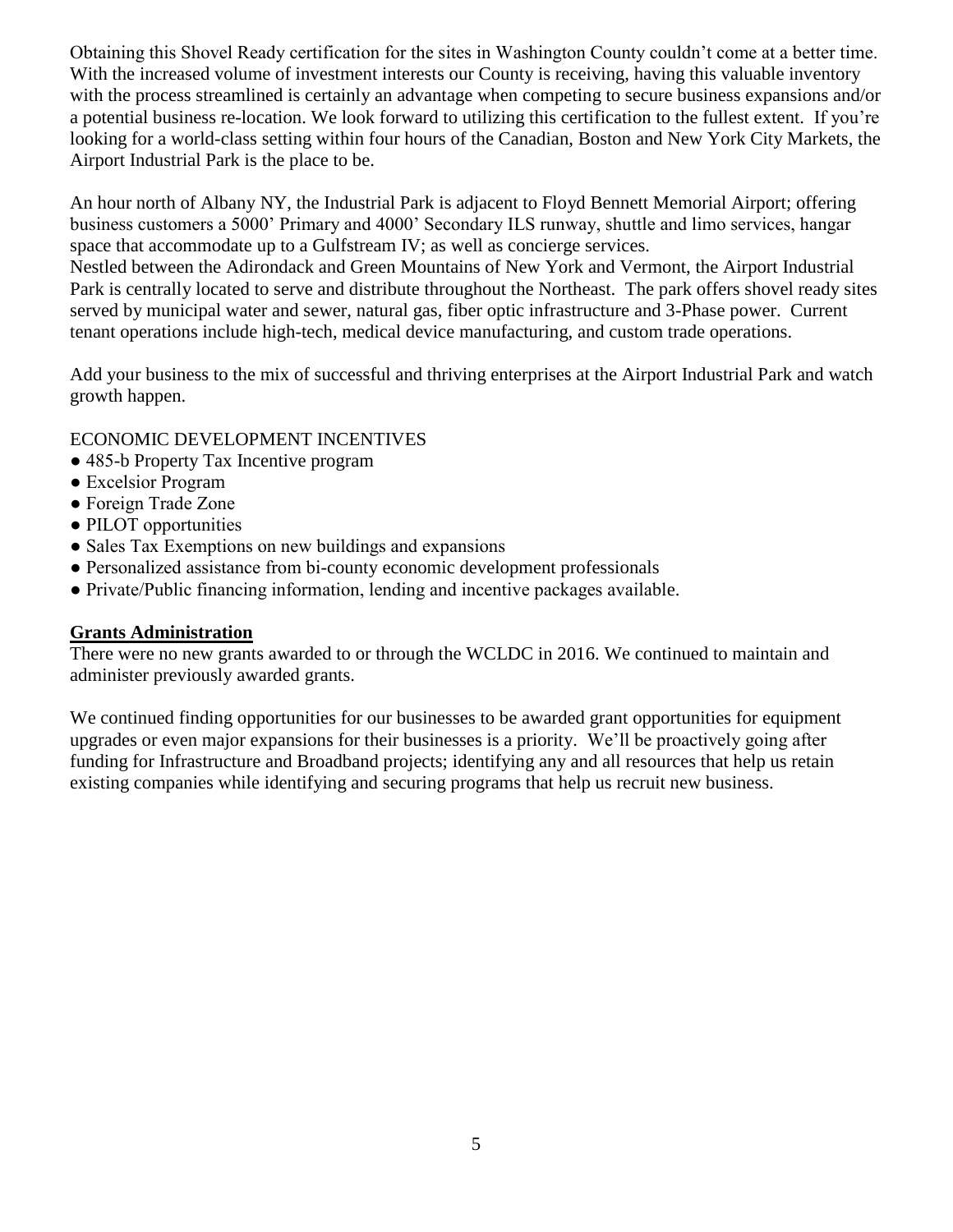Obtaining this Shovel Ready certification for the sites in Washington County couldn't come at a better time. With the increased volume of investment interests our County is receiving, having this valuable inventory with the process streamlined is certainly an advantage when competing to secure business expansions and/or a potential business re-location. We look forward to utilizing this certification to the fullest extent. If you're looking for a world-class setting within four hours of the Canadian, Boston and New York City Markets, the Airport Industrial Park is the place to be.

An hour north of Albany NY, the Industrial Park is adjacent to Floyd Bennett Memorial Airport; offering business customers a 5000' Primary and 4000' Secondary ILS runway, shuttle and limo services, hangar space that accommodate up to a Gulfstream IV; as well as concierge services.
Nestled between the Adirondack and Green Mountains of New York and Vermont, the Airport Industrial Park is centrally located to serve and distribute throughout the Northeast. The park offers shovel ready sites served by municipal water and sewer, natural gas, fiber optic infrastructure and 3-Phase power. Current tenant operations include high-tech, medical device manufacturing, and custom trade operations.

Add your business to the mix of successful and thriving enterprises at the Airport Industrial Park and watch growth happen.

ECONOMIC DEVELOPMENT INCENTIVES

- 485-b Property Tax Incentive program
- Excelsior Program
- Foreign Trade Zone
- PILOT opportunities
- Sales Tax Exemptions on new buildings and expansions
- Personalized assistance from bi-county economic development professionals
- Private/Public financing information, lending and incentive packages available.

**Grants Administration**

There were no new grants awarded to or through the WCLDC in 2016. We continued to maintain and administer previously awarded grants.

We continued finding opportunities for our businesses to be awarded grant opportunities for equipment upgrades or even major expansions for their businesses is a priority. We'll be proactively going after funding for Infrastructure and Broadband projects; identifying any and all resources that help us retain existing companies while identifying and securing programs that help us recruit new business.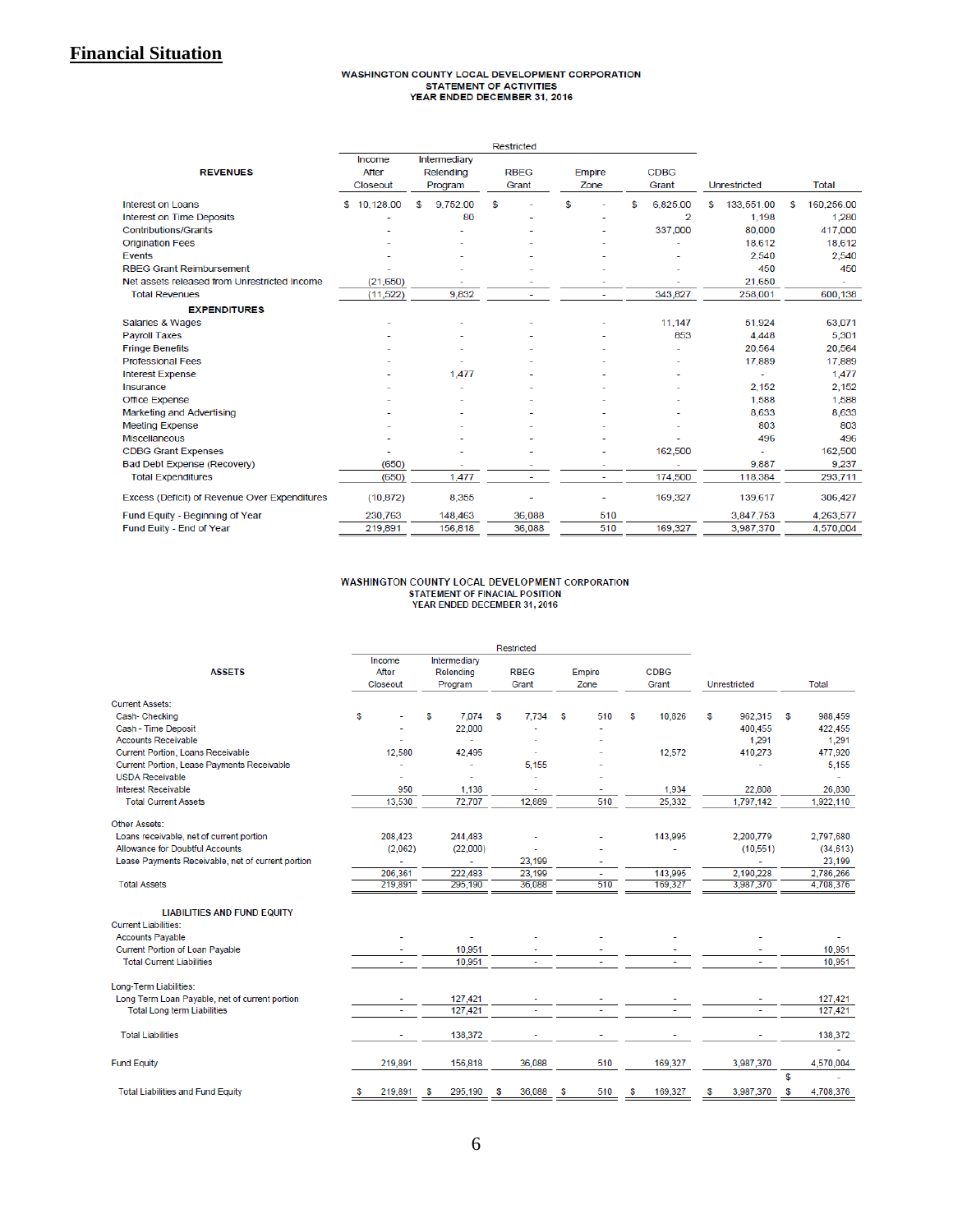# Financial Situation

**WASHINGTON COUNTY LOCAL DEVELOPMENT CORPORATION**
**STATEMENT OF ACTIVITIES**
**YEAR ENDED DECEMBER 31, 2016**

| | Restricted | | | | | | |
|---|---|---|---|---|---|---|---|
| **REVENUES** | Income After Closeout | Intermediary Relending Program | RBEG Grant | Empire Zone | CDBG Grant | Unrestricted | Total |
| Interest on Loans | $ 10,128.00 | $ 9,752.00 | $ - | $ - | $ 6,825.00 | $ 133,551.00 | $ 160,256.00 |
| Interest on Time Deposits | - | 80 | - | - | 2 | 1,198 | 1,280 |
| Contributions/Grants | - | - | - | - | 337,000 | 80,000 | 417,000 |
| Origination Fees | - | - | - | - | - | 18,612 | 18,612 |
| Events | - | - | - | - | - | 2,540 | 2,540 |
| RBEG Grant Reimbursement | - | - | - | - | - | 450 | 450 |
| Net assets released from Unrestricted Income | (21,650) | - | - | - | - | 21,650 | - |
| Total Revenues | (11,522) | 9,832 | - | - | 343,827 | 258,001 | 600,138 |
| **EXPENDITURES** | | | | | | | |
| Salaries & Wages | - | - | - | - | 11,147 | 51,924 | 63,071 |
| Payroll Taxes | - | - | - | - | 853 | 4,448 | 5,301 |
| Fringe Benefits | - | - | - | - | - | 20,564 | 20,564 |
| Professional Fees | - | - | - | - | - | 17,889 | 17,889 |
| Interest Expense | - | 1,477 | - | - | - | - | 1,477 |
| Insurance | - | - | - | - | - | 2,152 | 2,152 |
| Office Expense | - | - | - | - | - | 1,588 | 1,588 |
| Marketing and Advertising | - | - | - | - | - | 8,633 | 8,633 |
| Meeting Expense | - | - | - | - | - | 803 | 803 |
| Miscellaneous | - | - | - | - | - | 496 | 496 |
| CDBG Grant Expenses | - | - | - | - | 162,500 | - | 162,500 |
| Bad Debt Expense (Recovery) | (650) | - | - | - | - | 9,887 | 9,237 |
| Total Expenditures | (650) | 1,477 | - | - | 174,500 | 118,384 | 293,711 |
| Excess (Deficit) of Revenue Over Expenditures | (10,872) | 8,355 | - | - | 169,327 | 139,617 | 306,427 |
| Fund Equity - Beginning of Year | 230,763 | 148,463 | 36,088 | 510 | | 3,847,753 | 4,263,577 |
| Fund Euity - End of Year | 219,891 | 156,818 | 36,088 | 510 | 169,327 | 3,987,370 | 4,570,004 |

**WASHINGTON COUNTY LOCAL DEVELOPMENT CORPORATION**
**STATEMENT OF FINACIAL POSITION**
**YEAR ENDED DECEMBER 31, 2016**

| | Restricted | | | | | | |
|---|---|---|---|---|---|---|---|
| **ASSETS** | Income After Closeout | Intermediary Relending Program | RBEG Grant | Empire Zone | CDBG Grant | Unrestricted | Total |
| Current Assets: | | | | | | | |
| Cash- Checking | $ - | $ 7,074 | $ 7,734 | $ 510 | $ 10,826 | $ 962,315 | $ 988,459 |
| Cash - Time Deposit | - | 22,000 | - | - | | 400,455 | 422,455 |
| Accounts Receivable | | - | - | - | | 1,291 | 1,291 |
| Current Portion, Loans Receivable | 12,580 | 42,495 | - | - | 12,572 | 410,273 | 477,920 |
| Current Portion, Lease Payments Receivable | - | - | 5,155 | - | | - | 5,155 |
| USDA Receivable | - | - | - | - | | | - |
| Interest Receivable | 950 | 1,138 | - | - | 1,934 | 22,808 | 26,830 |
| Total Current Assets | 13,530 | 72,707 | 12,889 | 510 | 25,332 | 1,797,142 | 1,922,110 |
| Other Assets: | | | | | | | |
| Loans receivable, net of current portion | 208,423 | 244,483 | - | - | 143,995 | 2,200,779 | 2,797,680 |
| Allowance for Doubtful Accounts | (2,062) | (22,000) | - | - | - | (10,551) | (34,613) |
| Lease Payments Receivable, net of current portion | - | - | 23,199 | - | | - | 23,199 |
| | 206,361 | 222,483 | 23,199 | - | 143,995 | 2,190,228 | 2,786,266 |
| Total Assets | 219,891 | 295,190 | 36,088 | 510 | 169,327 | 3,987,370 | 4,708,376 |
| **LIABILITIES AND FUND EQUITY** | | | | | | | |
| Current Liabilities: | | | | | | | |
| Accounts Payable | - | - | - | - | - | - | - |
| Current Portion of Loan Payable | - | 10,951 | - | - | - | - | 10,951 |
| Total Current Liabilities | - | 10,951 | - | - | - | - | 10,951 |
| Long-Term Liabilities: | | | | | | | |
| Long Term Loan Payable, net of current portion | - | 127,421 | - | - | - | - | 127,421 |
| Total Long term Liabilities | - | 127,421 | - | - | - | - | 127,421 |
| Total Liabilities | - | 138,372 | - | - | - | - | 138,372 |
| Fund Equity | 219,891 | 156,818 | 36,088 | 510 | 169,327 | 3,987,370 | 4,570,004 |
| Total Liabilities and Fund Equity | $ 219,891 | $ 295,190 | $ 36,088 | $ 510 | $ 169,327 | $ 3,987,370 | $ 4,708,376 |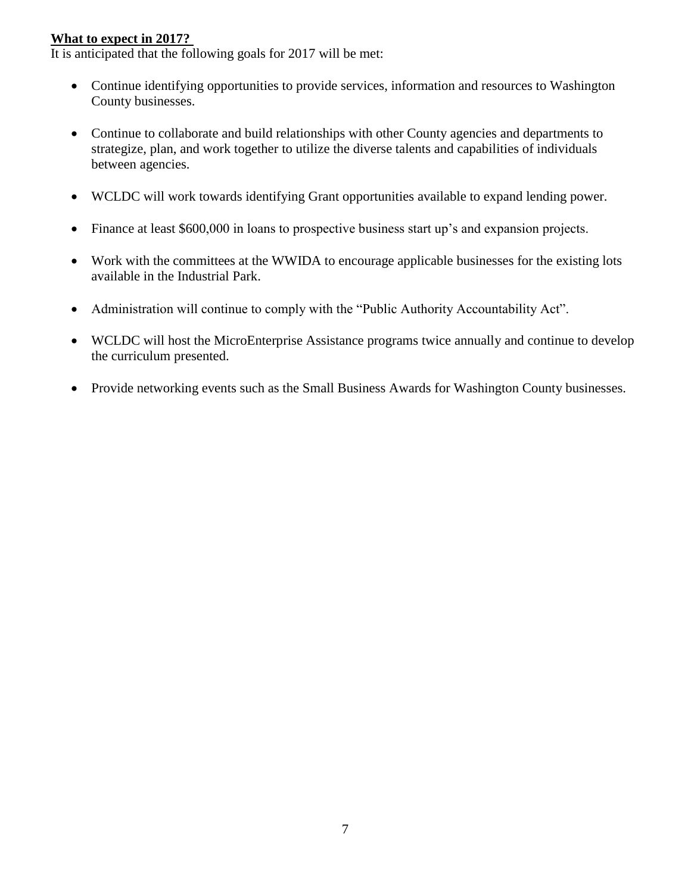**What to expect in 2017?**

It is anticipated that the following goals for 2017 will be met:

- Continue identifying opportunities to provide services, information and resources to Washington County businesses.
- Continue to collaborate and build relationships with other County agencies and departments to strategize, plan, and work together to utilize the diverse talents and capabilities of individuals between agencies.
- WCLDC will work towards identifying Grant opportunities available to expand lending power.
- Finance at least $600,000 in loans to prospective business start up's and expansion projects.
- Work with the committees at the WWIDA to encourage applicable businesses for the existing lots available in the Industrial Park.
- Administration will continue to comply with the "Public Authority Accountability Act".
- WCLDC will host the MicroEnterprise Assistance programs twice annually and continue to develop the curriculum presented.
- Provide networking events such as the Small Business Awards for Washington County businesses.